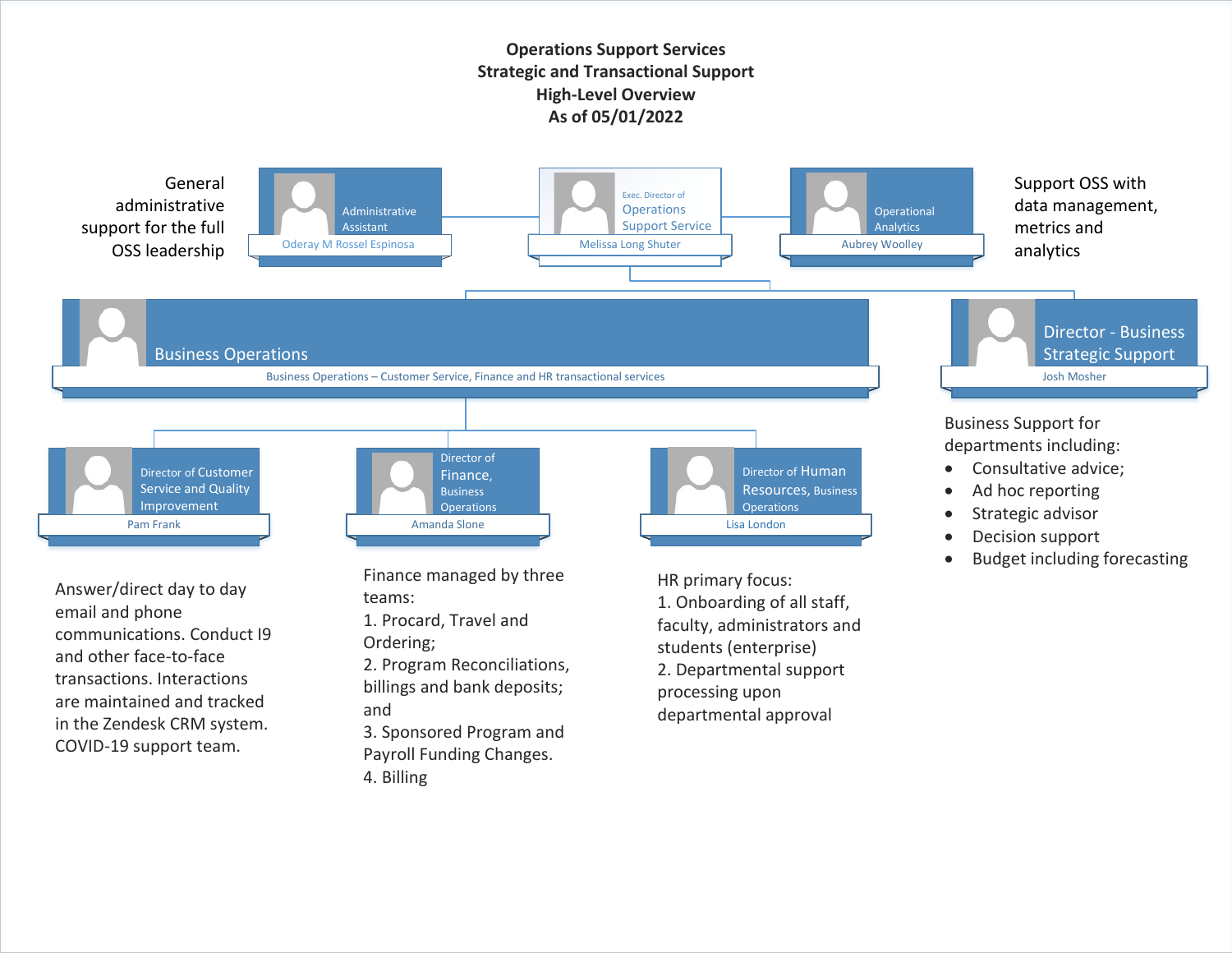# Operations Support Services
## Strategic and Transactional Support
## High-Level Overview
## As of 05/01/2022

**Exec. Director of Operations Support Service** – Melissa Long Shuter

**Administrative Assistant** – Oderay M Rossel Espinosa

General administrative support for the full OSS leadership

**Operational Analytics** – Aubrey Woolley

Support OSS with data management, metrics and analytics

---

### Business Operations

Business Operations – Customer Service, Finance and HR transactional services

**Director of Customer Service and Quality Improvement** – Pam Frank

Answer/direct day to day email and phone communications. Conduct I9 and other face-to-face transactions. Interactions are maintained and tracked in the Zendesk CRM system. COVID-19 support team.

**Director of Finance, Business Operations** – Amanda Slone

Finance managed by three teams:
1. Procard, Travel and Ordering;
2. Program Reconciliations, billings and bank deposits; and
3. Sponsored Program and Payroll Funding Changes.
4. Billing

**Director of Human Resources, Business Operations** – Lisa London

HR primary focus:
1. Onboarding of all staff, faculty, administrators and students (enterprise)
2. Departmental support processing upon departmental approval

---

### Director - Business Strategic Support

Josh Mosher

Business Support for departments including:

- Consultative advice;
- Ad hoc reporting
- Strategic advisor
- Decision support
- Budget including forecasting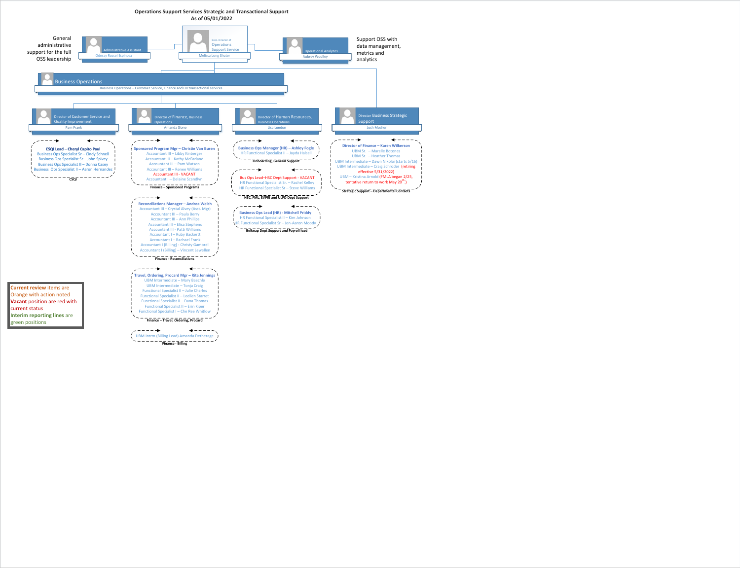# Operations Support Services Strategic and Transactional Support
As of 05/01/2022

**Exec. Director of Operations Support Service** – Melissa Long Shuter

**Administrative Assistant** – Oderay Rossel Espinosa
General administrative support for the full OSS leadership

**Operational Analytics** – Aubrey Woolley
Support OSS with data management, metrics and analytics

## Business Operations

Business Operations – Customer Service, Finance and HR transactional services

### Director of Customer Service and Quality Improvement – Pam Frank

**CSQI**

- **CSQI Lead – Cheryl Capito Paul**
- Business Ops Specialist Sr – Cindy Schnell
- Business Ops Specialist Sr – John Spivey
- Business Ops Specialist II – Donna Casey
- Business Ops Specialist II – Aaron Hernandez

### Director of Finance, Business Operations – Amanda Slone

**Finance – Sponsored Programs**

- **Sponsored Program Mgr – Christie Van Buren**
- Accountant III – Libby Kinberger
- Accountant III – Kathy McFarland
- Accountant III – Pam Watson
- Accountant III – Renee Williams
- Accountant III - VACANT
- Accountant I – Delaine Scandlyn

**Finance - Reconciliations**

- **Reconciliations Manager – Andrea Welch**
- Accountant III – Crystal Alvey (Asst. Mgr)
- Accountant III – Paula Berry
- Accountant III – Ann Phillips
- Accountant III – Elisa Stephens
- Accountant III - Patti Williams
- Accountant I – Ruby Backertt
- Accountant I – Rachael Frank
- Accountant I (Billing) – Christy Gambrell
- Accountant I (Billing) – Vincent Lewellen

**Finance – Travel, Ordering, Procard**

- **Travel, Ordering, Procard Mgr – Rita Jennings**
- UBM Intermediate – Mary Baechle
- UBM Intermediate – Tonja Craig
- Functional Specialist II – Julie Charles
- Functional Specialist II – Leellen Starret
- Functional Specialist II – Dana Thomas
- Functional Specialist II – Erin Kiper
- Functional Specialist I – Che Ree Whitlow

**Finance - Billing**

- UBM Intrm (Billing Lead) Amanda Detherage

### Director of Human Resources, Business Operations – Lisa London

**Onboarding, General Support**

- **Business Ops Manager (HR) – Ashley Fogle**
- HR Functional Specialist II – Jayda Halsell

**HSC, FML, EVPRI and ULPD Dept Support**

- Bus Ops Lead-HSC Dept Support - VACANT
- HR Functional Specialist Sr. – Rachel Kelley
- HR Functional Specialist Sr – Steve Williams

**Belknap Dept Support and Payroll lead**

- **Business Ops Lead (HR) - Mitchell Priddy**
- HR Functional Specialist II – Kim Johnson
- HR Functional Specialist Sr – Jon-Aaron Moody

### Director Business Strategic Support – Josh Mosher

**Strategic Support – Departmental Contacts**

- **Director of Finance – Karen Wilkerson**
- UBM Sr. – Marelle Botones
- UBM Sr. – Heather Thomas
- UBM Intermediate – Dawn Nikolai (starts 5/16)
- UBM Intermediate – Craig Schroder (retiring effective 5/31/2022)
- UBM – Kristina Arnold (FMLA began 2/25, tentative return to work May 20th.)

---

**Current review** items are Orange with action noted
**Vacant** position are red with current status
**Interim reporting lines** are green positions